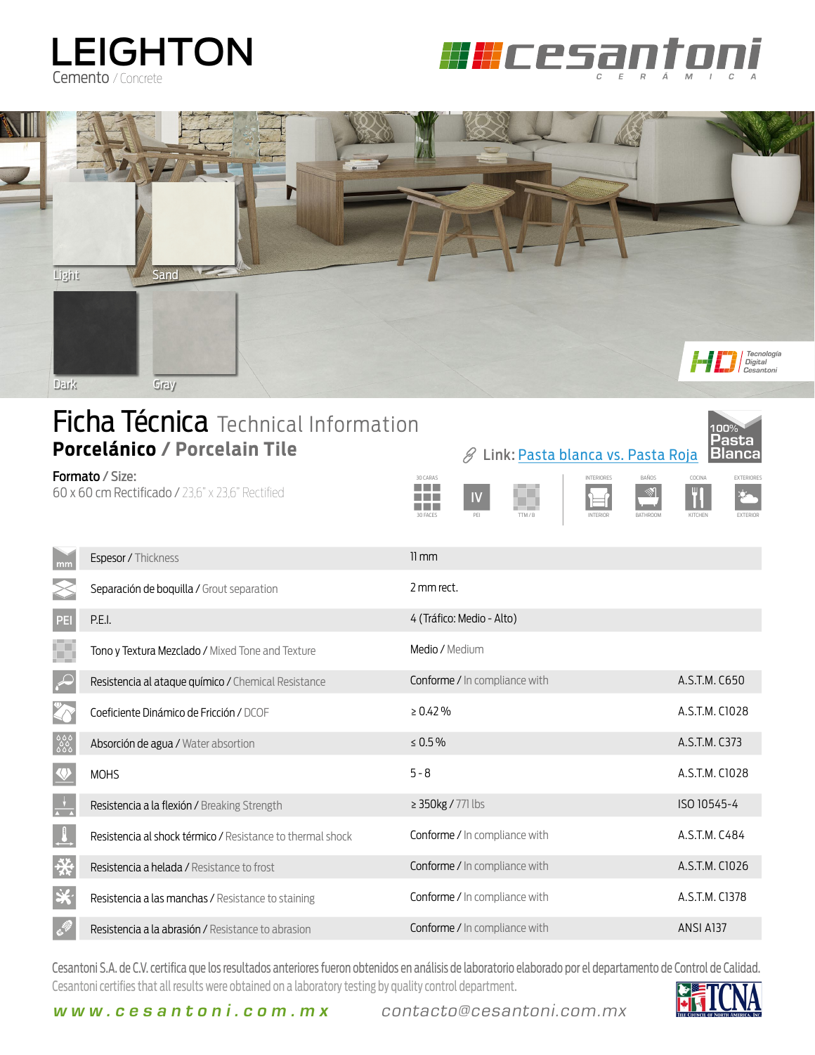# LEIGHTON

Cemento / Concrete

cesantoni
CERÁMICA

Light · Sand · Dark · Gray

HD Tecnología Digital Cesantoni

## Ficha Técnica Technical Information

### Porcelánico / Porcelain Tile

100% Pasta Blanca

Link: Pasta blanca vs. Pasta Roja

**Formato** / Size:

60 x 60 cm Rectificado / 23,6" x 23,6" Rectified

30 CARAS / 30 FACES · IV PEI · TTM / B · INTERIORES / INTERIOR · BAÑOS / BATHROOM · COCINA / KITCHEN · EXTERIORES / EXTERIOR

| Propiedad / Property | Valor / Value | Norma / Standard |
|---|---|---|
| Espesor / Thickness | 11 mm | |
| Separación de boquilla / Grout separation | 2 mm rect. | |
| P.E.I. | 4 (Tráfico: Medio - Alto) | |
| Tono y Textura Mezclado / Mixed Tone and Texture | Medio / Medium | |
| Resistencia al ataque químico / Chemical Resistance | Conforme / In compliance with | A.S.T.M. C650 |
| Coeficiente Dinámico de Fricción / DCOF | ≥ 0.42 % | A.S.T.M. C1028 |
| Absorción de agua / Water absorption | ≤ 0.5 % | A.S.T.M. C373 |
| MOHS | 5 - 8 | A.S.T.M. C1028 |
| Resistencia a la flexión / Breaking Strength | ≥ 350kg / 771 lbs | ISO 10545-4 |
| Resistencia al shock térmico / Resistance to thermal shock | Conforme / In compliance with | A.S.T.M. C484 |
| Resistencia a helada / Resistance to frost | Conforme / In compliance with | A.S.T.M. C1026 |
| Resistencia a las manchas / Resistance to staining | Conforme / In compliance with | A.S.T.M. C1378 |
| Resistencia a la abrasión / Resistance to abrasion | Conforme / In compliance with | ANSI A137 |

Cesantoni S.A. de C.V. certifica que los resultados anteriores fueron obtenidos en análisis de laboratorio elaborado por el departamento de Control de Calidad.
Cesantoni certifies that all results were obtained on a laboratory testing by quality control department.

www.cesantoni.com.mx contacto@cesantoni.com.mx

TCNA — Tile Council of North America, Inc.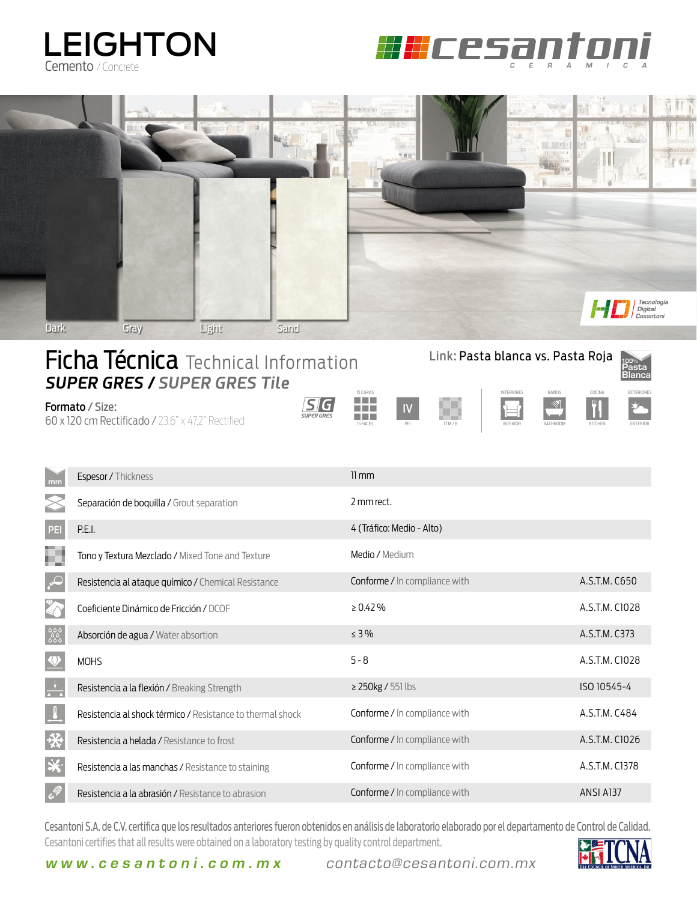# LEIGHTON

Cemento / Concrete

cesantoni
C E R Á M I C A

Dark · Gray · Light · Sand

HD Tecnología Digital Cesantoni

## Ficha Técnica Technical Information

### *SUPER GRES / SUPER GRES Tile*

Link: Pasta blanca vs. Pasta Roja

100% Pasta Blanca

**Formato** / Size:
60 x 120 cm Rectificado / 23,6" x 47,2" Rectified

SG SUPER GRES · 15 CARAS / 15 FACES · IV PEI · TTM / B · INTERIORES / INTERIOR · BAÑOS / BATHROOM · COCINA / KITCHEN · EXTERIORES / EXTERIOR

| | | |
|---|---|---|
| Espesor / Thickness | 11 mm | |
| Separación de boquilla / Grout separation | 2 mm rect. | |
| P.E.I. | 4 (Tráfico: Medio - Alto) | |
| Tono y Textura Mezclado / Mixed Tone and Texture | Medio / Medium | |
| Resistencia al ataque químico / Chemical Resistance | Conforme / In compliance with | A.S.T.M. C650 |
| Coeficiente Dinámico de Fricción / DCOF | ≥ 0.42 % | A.S.T.M. C1028 |
| Absorción de agua / Water absortion | ≤ 3 % | A.S.T.M. C373 |
| MOHS | 5 - 8 | A.S.T.M. C1028 |
| Resistencia a la flexión / Breaking Strength | ≥ 250kg / 551 lbs | ISO 10545-4 |
| Resistencia al shock térmico / Resistance to thermal shock | Conforme / In compliance with | A.S.T.M. C484 |
| Resistencia a helada / Resistance to frost | Conforme / In compliance with | A.S.T.M. C1026 |
| Resistencia a las manchas / Resistance to staining | Conforme / In compliance with | A.S.T.M. C1378 |
| Resistencia a la abrasión / Resistance to abrasion | Conforme / In compliance with | ANSI A137 |

Cesantoni S.A. de C.V. certifica que los resultados anteriores fueron obtenidos en análisis de laboratorio elaborado por el departamento de Control de Calidad.
Cesantoni certifies that all results were obtained on a laboratory testing by quality control department.

*www.cesantoni.com.mx* contacto@cesantoni.com.mx

TCNA Tile Council of North America, Inc.